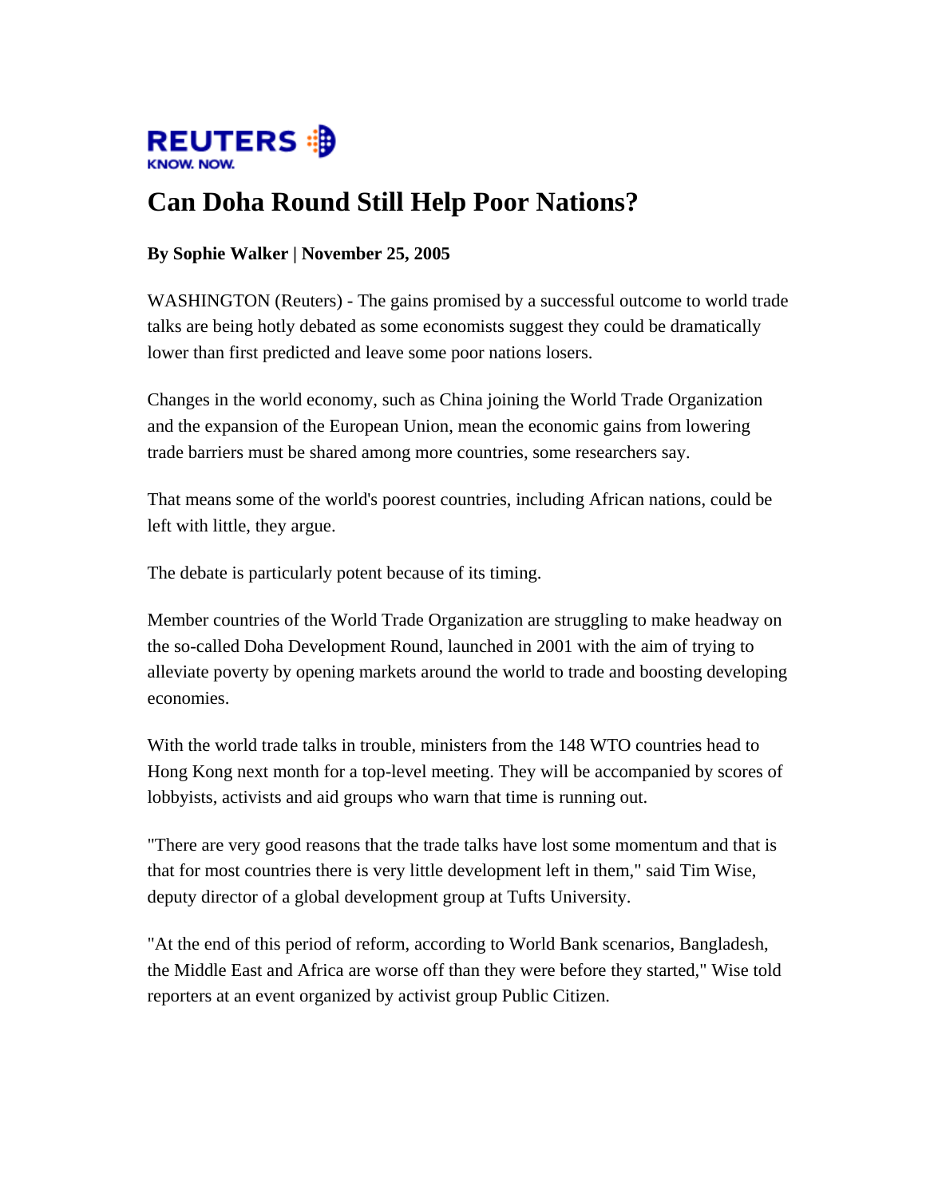REUTERS
KNOW. NOW.

# Can Doha Round Still Help Poor Nations?

**By Sophie Walker | November 25, 2005**

WASHINGTON (Reuters) - The gains promised by a successful outcome to world trade talks are being hotly debated as some economists suggest they could be dramatically lower than first predicted and leave some poor nations losers.

Changes in the world economy, such as China joining the World Trade Organization and the expansion of the European Union, mean the economic gains from lowering trade barriers must be shared among more countries, some researchers say.

That means some of the world's poorest countries, including African nations, could be left with little, they argue.

The debate is particularly potent because of its timing.

Member countries of the World Trade Organization are struggling to make headway on the so-called Doha Development Round, launched in 2001 with the aim of trying to alleviate poverty by opening markets around the world to trade and boosting developing economies.

With the world trade talks in trouble, ministers from the 148 WTO countries head to Hong Kong next month for a top-level meeting. They will be accompanied by scores of lobbyists, activists and aid groups who warn that time is running out.

"There are very good reasons that the trade talks have lost some momentum and that is that for most countries there is very little development left in them," said Tim Wise, deputy director of a global development group at Tufts University.

"At the end of this period of reform, according to World Bank scenarios, Bangladesh, the Middle East and Africa are worse off than they were before they started," Wise told reporters at an event organized by activist group Public Citizen.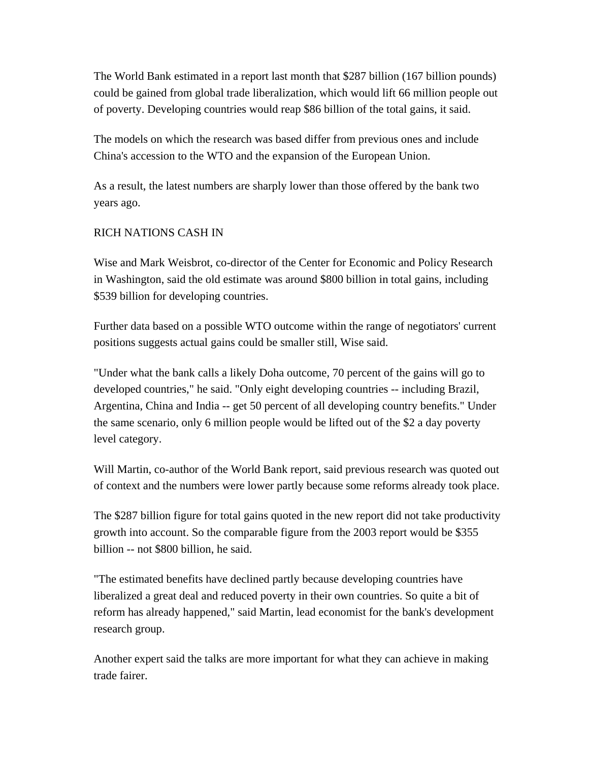The World Bank estimated in a report last month that $287 billion (167 billion pounds) could be gained from global trade liberalization, which would lift 66 million people out of poverty. Developing countries would reap $86 billion of the total gains, it said.

The models on which the research was based differ from previous ones and include China's accession to the WTO and the expansion of the European Union.

As a result, the latest numbers are sharply lower than those offered by the bank two years ago.

## RICH NATIONS CASH IN

Wise and Mark Weisbrot, co-director of the Center for Economic and Policy Research in Washington, said the old estimate was around $800 billion in total gains, including $539 billion for developing countries.

Further data based on a possible WTO outcome within the range of negotiators' current positions suggests actual gains could be smaller still, Wise said.

"Under what the bank calls a likely Doha outcome, 70 percent of the gains will go to developed countries," he said. "Only eight developing countries -- including Brazil, Argentina, China and India -- get 50 percent of all developing country benefits." Under the same scenario, only 6 million people would be lifted out of the $2 a day poverty level category.

Will Martin, co-author of the World Bank report, said previous research was quoted out of context and the numbers were lower partly because some reforms already took place.

The $287 billion figure for total gains quoted in the new report did not take productivity growth into account. So the comparable figure from the 2003 report would be $355 billion -- not $800 billion, he said.

"The estimated benefits have declined partly because developing countries have liberalized a great deal and reduced poverty in their own countries. So quite a bit of reform has already happened," said Martin, lead economist for the bank's development research group.

Another expert said the talks are more important for what they can achieve in making trade fairer.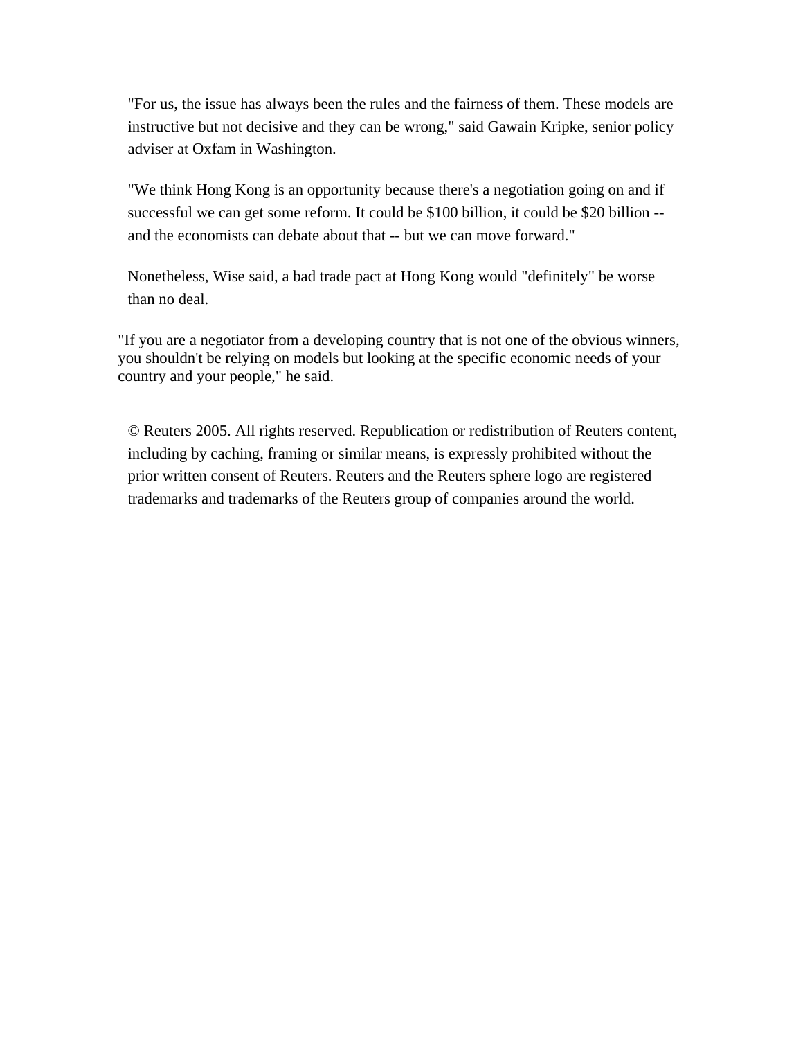"For us, the issue has always been the rules and the fairness of them. These models are instructive but not decisive and they can be wrong," said Gawain Kripke, senior policy adviser at Oxfam in Washington.

"We think Hong Kong is an opportunity because there's a negotiation going on and if successful we can get some reform. It could be $100 billion, it could be $20 billion -- and the economists can debate about that -- but we can move forward."

Nonetheless, Wise said, a bad trade pact at Hong Kong would "definitely" be worse than no deal.

"If you are a negotiator from a developing country that is not one of the obvious winners, you shouldn't be relying on models but looking at the specific economic needs of your country and your people," he said.

© Reuters 2005. All rights reserved. Republication or redistribution of Reuters content, including by caching, framing or similar means, is expressly prohibited without the prior written consent of Reuters. Reuters and the Reuters sphere logo are registered trademarks and trademarks of the Reuters group of companies around the world.